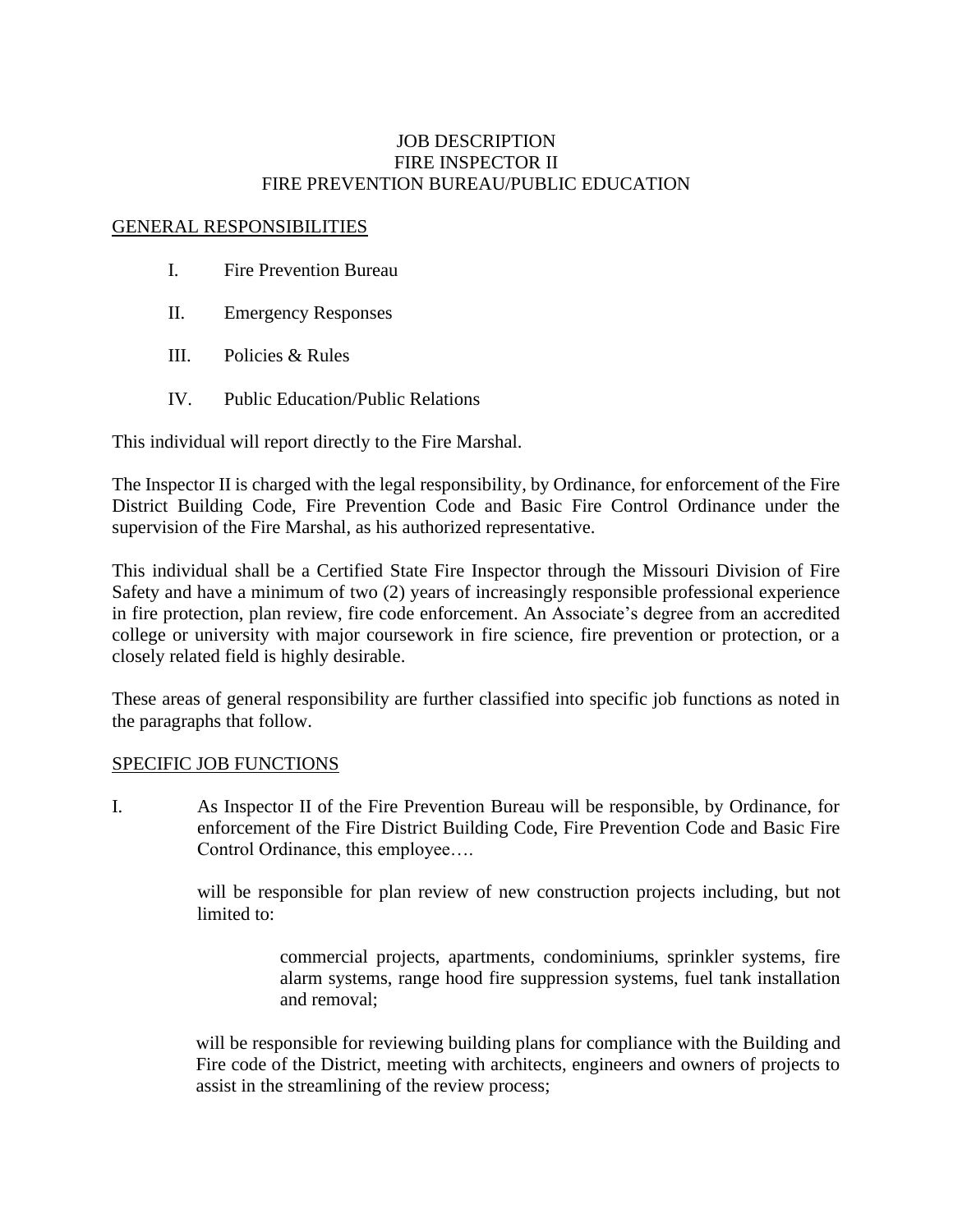# JOB DESCRIPTION
# FIRE INSPECTOR II
# FIRE PREVENTION BUREAU/PUBLIC EDUCATION

## GENERAL RESPONSIBILITIES

I. Fire Prevention Bureau

II. Emergency Responses

III. Policies & Rules

IV. Public Education/Public Relations

This individual will report directly to the Fire Marshal.

The Inspector II is charged with the legal responsibility, by Ordinance, for enforcement of the Fire District Building Code, Fire Prevention Code and Basic Fire Control Ordinance under the supervision of the Fire Marshal, as his authorized representative.

This individual shall be a Certified State Fire Inspector through the Missouri Division of Fire Safety and have a minimum of two (2) years of increasingly responsible professional experience in fire protection, plan review, fire code enforcement. An Associate's degree from an accredited college or university with major coursework in fire science, fire prevention or protection, or a closely related field is highly desirable.

These areas of general responsibility are further classified into specific job functions as noted in the paragraphs that follow.

## SPECIFIC JOB FUNCTIONS

I. As Inspector II of the Fire Prevention Bureau will be responsible, by Ordinance, for enforcement of the Fire District Building Code, Fire Prevention Code and Basic Fire Control Ordinance, this employee….

will be responsible for plan review of new construction projects including, but not limited to:

> commercial projects, apartments, condominiums, sprinkler systems, fire alarm systems, range hood fire suppression systems, fuel tank installation and removal;

will be responsible for reviewing building plans for compliance with the Building and Fire code of the District, meeting with architects, engineers and owners of projects to assist in the streamlining of the review process;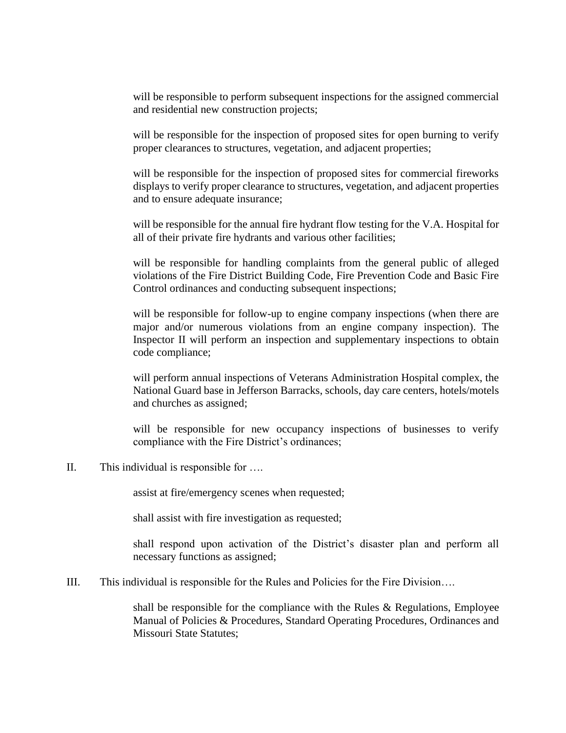will be responsible to perform subsequent inspections for the assigned commercial and residential new construction projects;

will be responsible for the inspection of proposed sites for open burning to verify proper clearances to structures, vegetation, and adjacent properties;

will be responsible for the inspection of proposed sites for commercial fireworks displays to verify proper clearance to structures, vegetation, and adjacent properties and to ensure adequate insurance;

will be responsible for the annual fire hydrant flow testing for the V.A. Hospital for all of their private fire hydrants and various other facilities;

will be responsible for handling complaints from the general public of alleged violations of the Fire District Building Code, Fire Prevention Code and Basic Fire Control ordinances and conducting subsequent inspections;

will be responsible for follow-up to engine company inspections (when there are major and/or numerous violations from an engine company inspection). The Inspector II will perform an inspection and supplementary inspections to obtain code compliance;

will perform annual inspections of Veterans Administration Hospital complex, the National Guard base in Jefferson Barracks, schools, day care centers, hotels/motels and churches as assigned;

will be responsible for new occupancy inspections of businesses to verify compliance with the Fire District's ordinances;

II. This individual is responsible for ….

assist at fire/emergency scenes when requested;

shall assist with fire investigation as requested;

shall respond upon activation of the District's disaster plan and perform all necessary functions as assigned;

III. This individual is responsible for the Rules and Policies for the Fire Division….

shall be responsible for the compliance with the Rules & Regulations, Employee Manual of Policies & Procedures, Standard Operating Procedures, Ordinances and Missouri State Statutes;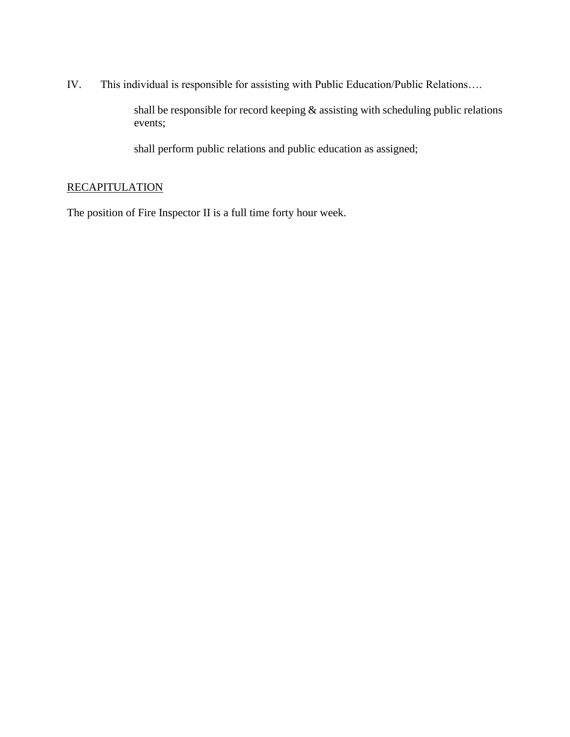IV. This individual is responsible for assisting with Public Education/Public Relations….

> shall be responsible for record keeping & assisting with scheduling public relations events;
>
> shall perform public relations and public education as assigned;

RECAPITULATION

The position of Fire Inspector II is a full time forty hour week.